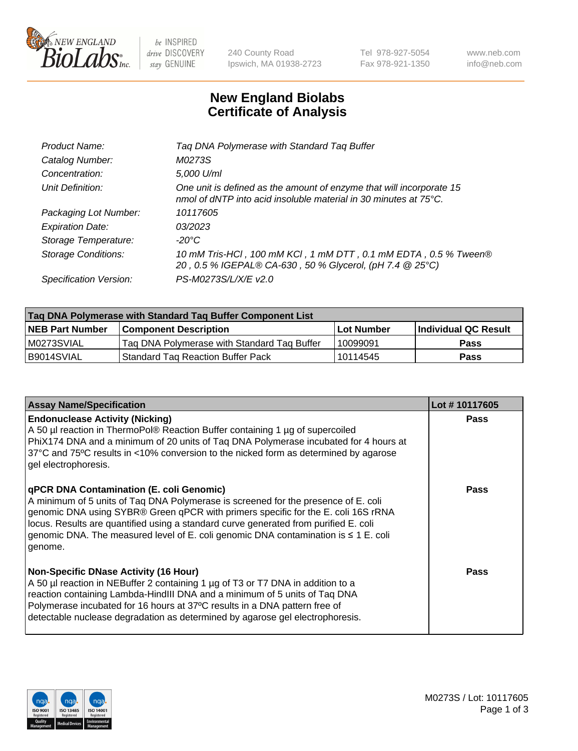# New England Biolabs Certificate of Analysis

| | |
|---|---|
| Product Name: | *Taq DNA Polymerase with Standard Taq Buffer* |
| Catalog Number: | *M0273S* |
| Concentration: | *5,000 U/ml* |
| Unit Definition: | *One unit is defined as the amount of enzyme that will incorporate 15 nmol of dNTP into acid insoluble material in 30 minutes at 75°C.* |
| Packaging Lot Number: | *10117605* |
| Expiration Date: | *03/2023* |
| Storage Temperature: | *-20°C* |
| Storage Conditions: | *10 mM Tris-HCl , 100 mM KCl , 1 mM DTT , 0.1 mM EDTA , 0.5 % Tween® 20 , 0.5 % IGEPAL® CA-630 , 50 % Glycerol, (pH 7.4 @ 25°C)* |
| Specification Version: | *PS-M0273S/L/X/E v2.0* |

| Taq DNA Polymerase with Standard Taq Buffer Component List | | | |
|---|---|---|---|
| **NEB Part Number** | **Component Description** | **Lot Number** | **Individual QC Result** |
| M0273SVIAL | Taq DNA Polymerase with Standard Taq Buffer | 10099091 | **Pass** |
| B9014SVIAL | Standard Taq Reaction Buffer Pack | 10114545 | **Pass** |

| Assay Name/Specification | Lot # 10117605 |
|---|---|
| **Endonuclease Activity (Nicking)**<br>A 50 µl reaction in ThermoPol® Reaction Buffer containing 1 µg of supercoiled PhiX174 DNA and a minimum of 20 units of Taq DNA Polymerase incubated for 4 hours at 37ºC and 75ºC results in <10% conversion to the nicked form as determined by agarose gel electrophoresis. | **Pass** |
| **qPCR DNA Contamination (E. coli Genomic)**<br>A minimum of 5 units of Taq DNA Polymerase is screened for the presence of E. coli genomic DNA using SYBR® Green qPCR with primers specific for the E. coli 16S rRNA locus. Results are quantified using a standard curve generated from purified E. coli genomic DNA. The measured level of E. coli genomic DNA contamination is ≤ 1 E. coli genome. | **Pass** |
| **Non-Specific DNase Activity (16 Hour)**<br>A 50 µl reaction in NEBuffer 2 containing 1 µg of T3 or T7 DNA in addition to a reaction containing Lambda-HindIII DNA and a minimum of 5 units of Taq DNA Polymerase incubated for 16 hours at 37ºC results in a DNA pattern free of detectable nuclease degradation as determined by agarose gel electrophoresis. | **Pass** |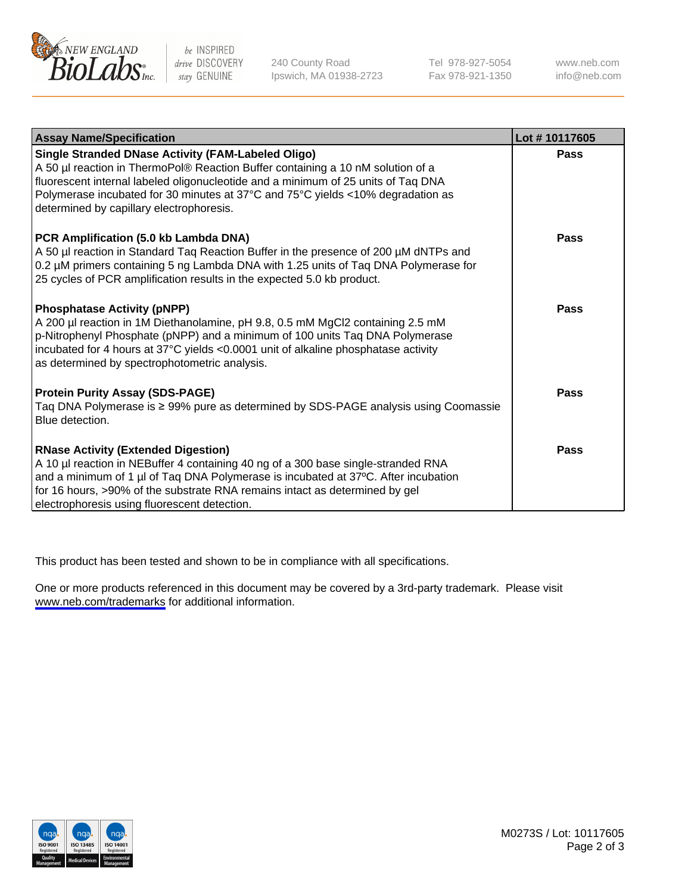| Assay Name/Specification | Lot # 10117605 |
|---|---|
| **Single Stranded DNase Activity (FAM-Labeled Oligo)**<br>A 50 µl reaction in ThermoPol® Reaction Buffer containing a 10 nM solution of a fluorescent internal labeled oligonucleotide and a minimum of 25 units of Taq DNA Polymerase incubated for 30 minutes at 37°C and 75°C yields <10% degradation as determined by capillary electrophoresis. | **Pass** |
| **PCR Amplification (5.0 kb Lambda DNA)**<br>A 50 µl reaction in Standard Taq Reaction Buffer in the presence of 200 µM dNTPs and 0.2 µM primers containing 5 ng Lambda DNA with 1.25 units of Taq DNA Polymerase for 25 cycles of PCR amplification results in the expected 5.0 kb product. | **Pass** |
| **Phosphatase Activity (pNPP)**<br>A 200 µl reaction in 1M Diethanolamine, pH 9.8, 0.5 mM $MgCl_2$ containing 2.5 mM p-Nitrophenyl Phosphate (pNPP) and a minimum of 100 units Taq DNA Polymerase incubated for 4 hours at 37°C yields <0.0001 unit of alkaline phosphatase activity as determined by spectrophotometric analysis. | **Pass** |
| **Protein Purity Assay (SDS-PAGE)**<br>Taq DNA Polymerase is ≥ 99% pure as determined by SDS-PAGE analysis using Coomassie Blue detection. | **Pass** |
| **RNase Activity (Extended Digestion)**<br>A 10 µl reaction in NEBuffer 4 containing 40 ng of a 300 base single-stranded RNA and a minimum of 1 µl of Taq DNA Polymerase is incubated at 37ºC. After incubation for 16 hours, >90% of the substrate RNA remains intact as determined by gel electrophoresis using fluorescent detection. | **Pass** |

This product has been tested and shown to be in compliance with all specifications.

One or more products referenced in this document may be covered by a 3rd-party trademark. Please visit www.neb.com/trademarks for additional information.

M0273S / Lot: 10117605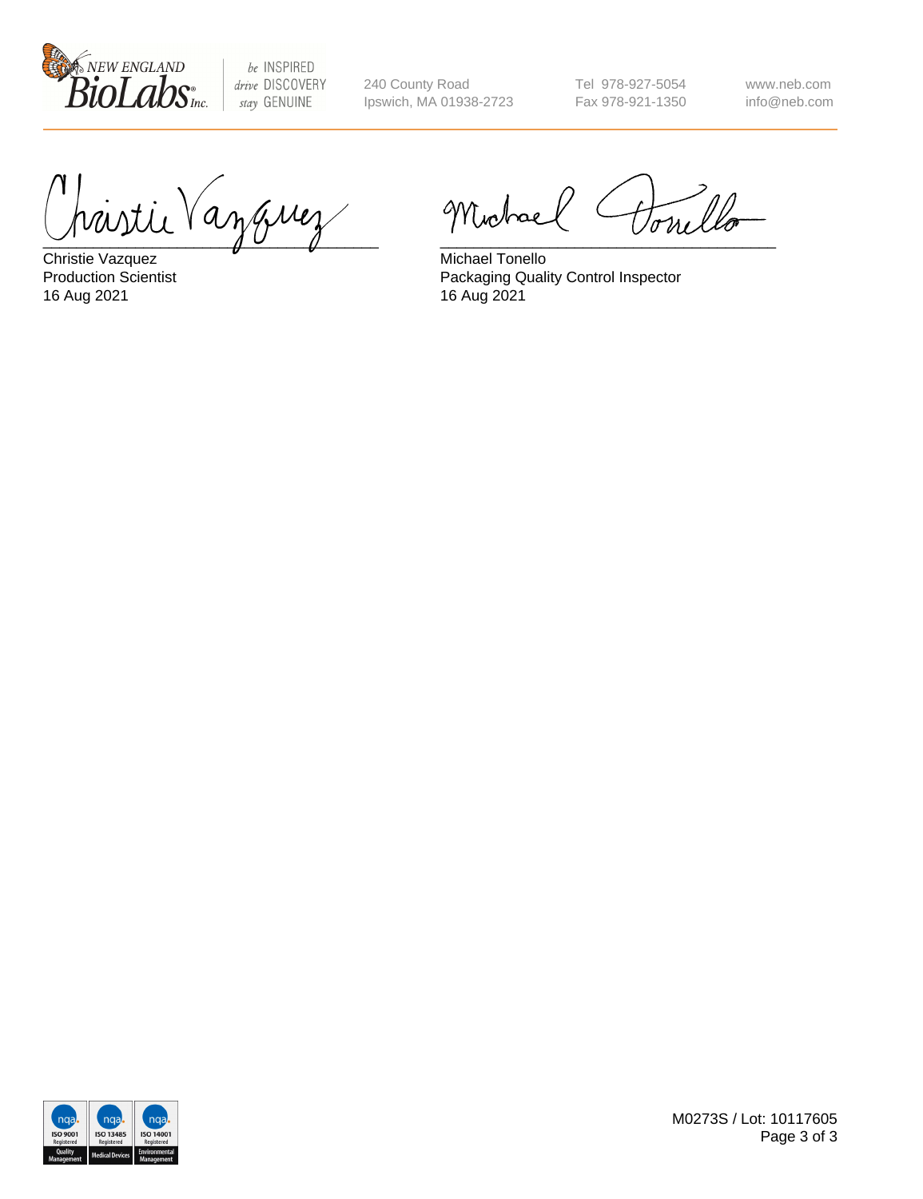Christie Vazquez
Production Scientist
16 Aug 2021

Michael Tonello
Packaging Quality Control Inspector
16 Aug 2021